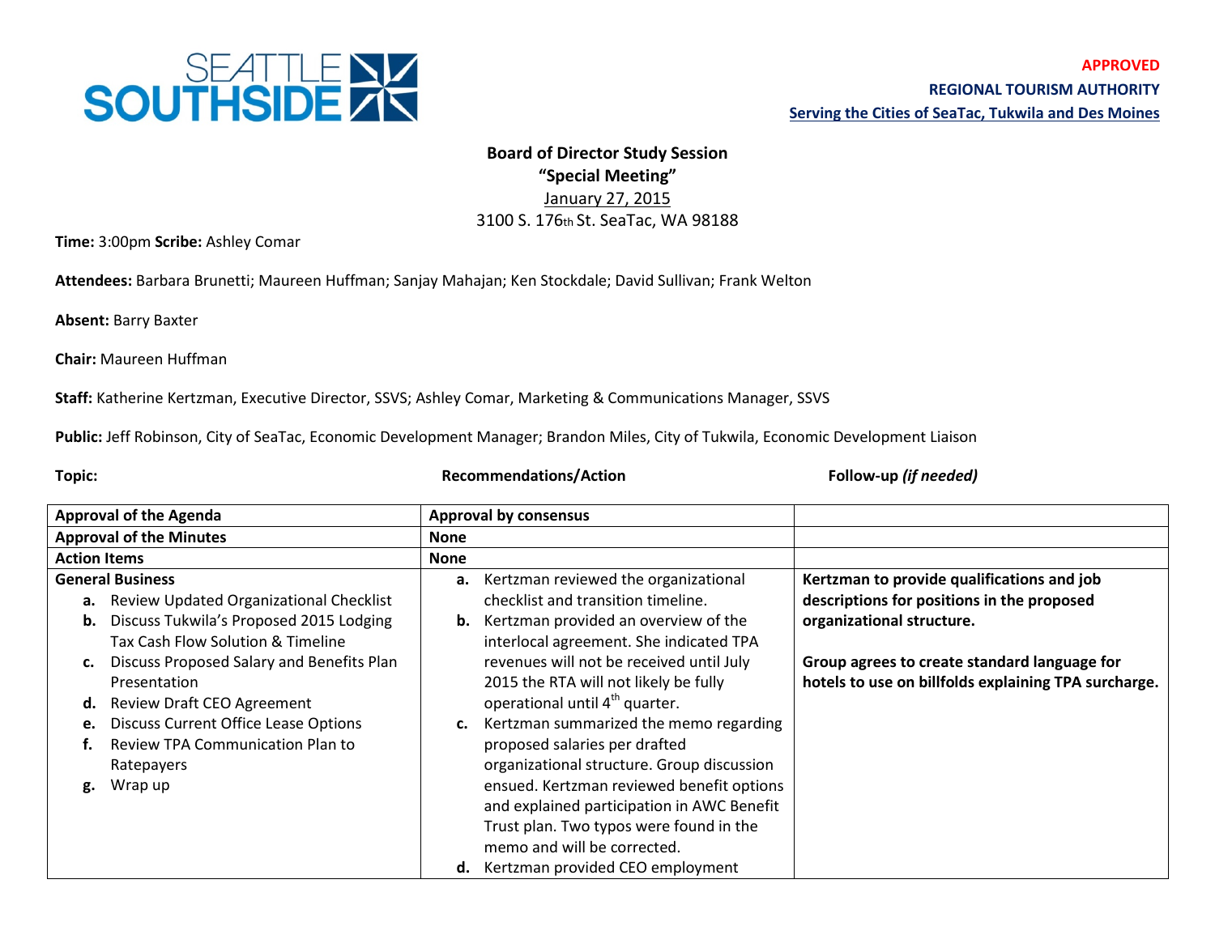SEATTLE SOUTHSIDE

**APPROVED**
**REGIONAL TOURISM AUTHORITY**
**Serving the Cities of SeaTac, Tukwila and Des Moines**

**Board of Director Study Session**
**"Special Meeting"**
January 27, 2015
3100 S. 176th St. SeaTac, WA 98188

**Time:** 3:00pm **Scribe:** Ashley Comar

**Attendees:** Barbara Brunetti; Maureen Huffman; Sanjay Mahajan; Ken Stockdale; David Sullivan; Frank Welton

**Absent:** Barry Baxter

**Chair:** Maureen Huffman

**Staff:** Katherine Kertzman, Executive Director, SSVS; Ashley Comar, Marketing & Communications Manager, SSVS

**Public:** Jeff Robinson, City of SeaTac, Economic Development Manager; Brandon Miles, City of Tukwila, Economic Development Liaison

| Topic: | Recommendations/Action | Follow-up *(if needed)* |
|---|---|---|
| **Approval of the Agenda** | **Approval by consensus** | |
| **Approval of the Minutes** | **None** | |
| **Action Items** | **None** | |
| **General Business**<br>**a.** Review Updated Organizational Checklist<br>**b.** Discuss Tukwila's Proposed 2015 Lodging Tax Cash Flow Solution & Timeline<br>**c.** Discuss Proposed Salary and Benefits Plan Presentation<br>**d.** Review Draft CEO Agreement<br>**e.** Discuss Current Office Lease Options<br>**f.** Review TPA Communication Plan to Ratepayers<br>**g.** Wrap up | **a.** Kertzman reviewed the organizational checklist and transition timeline.<br>**b.** Kertzman provided an overview of the interlocal agreement. She indicated TPA revenues will not be received until July 2015 the RTA will not likely be fully operational until 4th quarter.<br>**c.** Kertzman summarized the memo regarding proposed salaries per drafted organizational structure. Group discussion ensued. Kertzman reviewed benefit options and explained participation in AWC Benefit Trust plan. Two typos were found in the memo and will be corrected.<br>**d.** Kertzman provided CEO employment | **Kertzman to provide qualifications and job descriptions for positions in the proposed organizational structure.**<br><br>**Group agrees to create standard language for hotels to use on billfolds explaining TPA surcharge.** |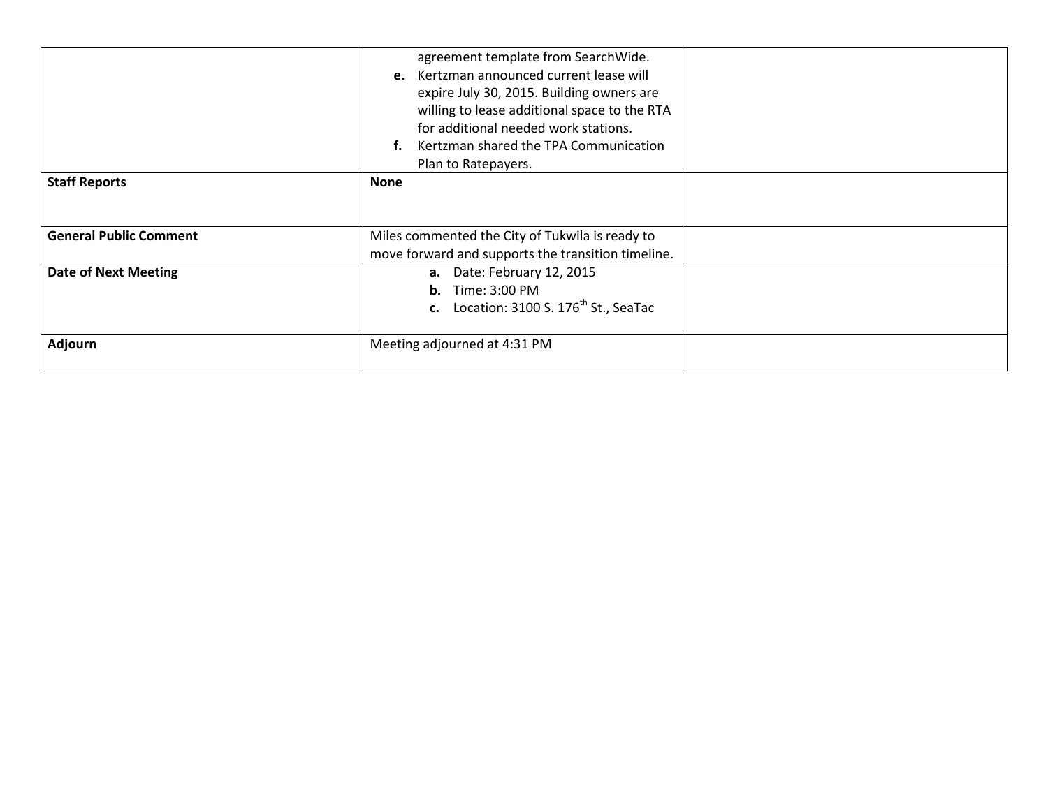| | | |
|---|---|---|
| | agreement template from SearchWide.<br>**e.** Kertzman announced current lease will expire July 30, 2015. Building owners are willing to lease additional space to the RTA for additional needed work stations.<br>**f.** Kertzman shared the TPA Communication Plan to Ratepayers. | |
| **Staff Reports** | **None** | |
| **General Public Comment** | Miles commented the City of Tukwila is ready to move forward and supports the transition timeline. | |
| **Date of Next Meeting** | **a.** Date: February 12, 2015<br>**b.** Time: 3:00 PM<br>**c.** Location: 3100 S. 176th St., SeaTac | |
| **Adjourn** | Meeting adjourned at 4:31 PM | |